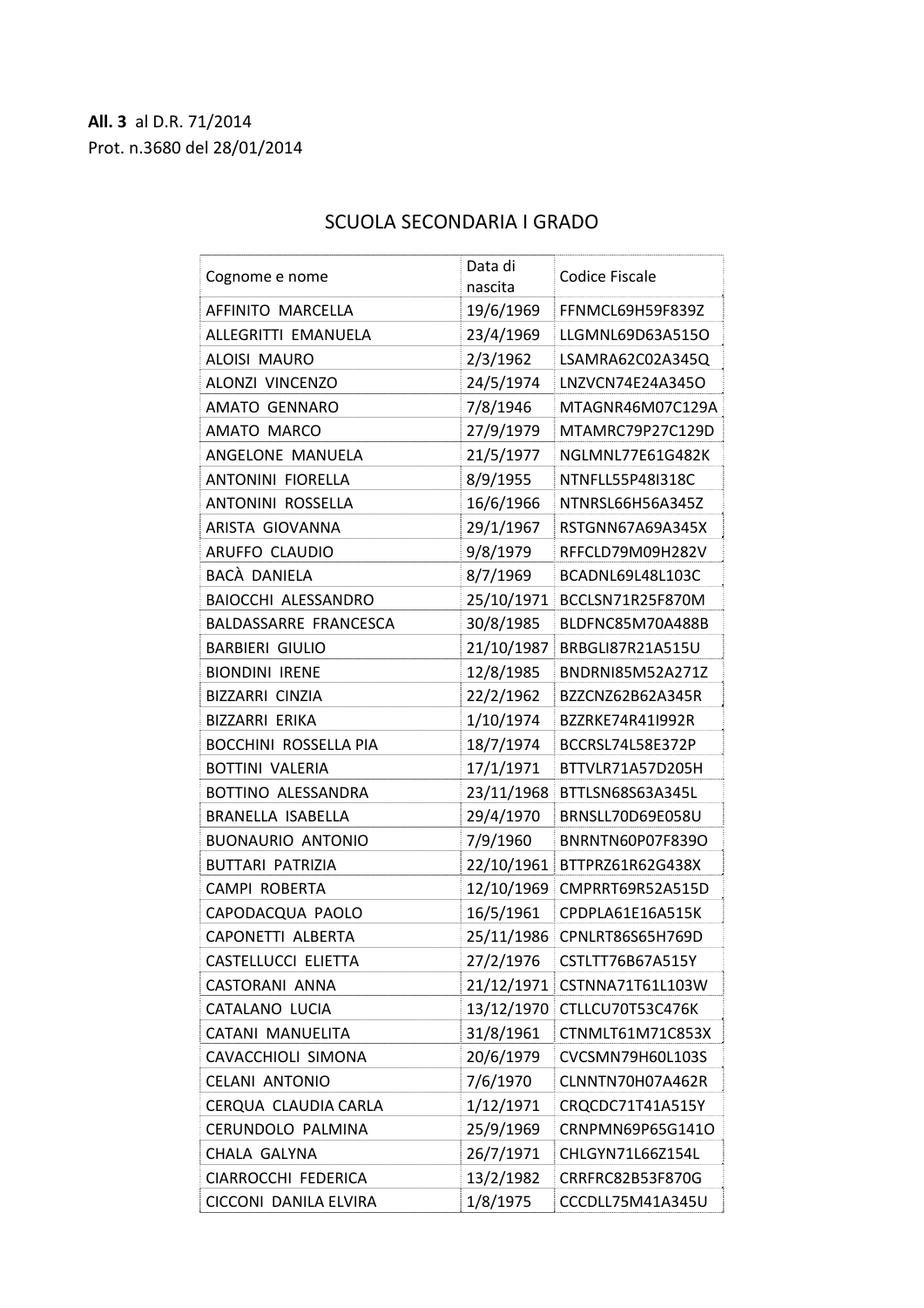**All. 3** al D.R. 71/2014
Prot. n.3680 del 28/01/2014

# SCUOLA SECONDARIA I GRADO

| Cognome e nome | Data di nascita | Codice Fiscale |
|---|---|---|
| AFFINITO MARCELLA | 19/6/1969 | FFNMCL69H59F839Z |
| ALLEGRITTI EMANUELA | 23/4/1969 | LLGMNL69D63A515O |
| ALOISI MAURO | 2/3/1962 | LSAMRA62C02A345Q |
| ALONZI VINCENZO | 24/5/1974 | LNZVCN74E24A345O |
| AMATO GENNARO | 7/8/1946 | MTAGNR46M07C129A |
| AMATO MARCO | 27/9/1979 | MTAMRC79P27C129D |
| ANGELONE MANUELA | 21/5/1977 | NGLMNL77E61G482K |
| ANTONINI FIORELLA | 8/9/1955 | NTNFLL55P48I318C |
| ANTONINI ROSSELLA | 16/6/1966 | NTNRSL66H56A345Z |
| ARISTA GIOVANNA | 29/1/1967 | RSTGNN67A69A345X |
| ARUFFO CLAUDIO | 9/8/1979 | RFFCLD79M09H282V |
| BACÀ DANIELA | 8/7/1969 | BCADNL69L48L103C |
| BAIOCCHI ALESSANDRO | 25/10/1971 | BCCLSN71R25F870M |
| BALDASSARRE FRANCESCA | 30/8/1985 | BLDFNC85M70A488B |
| BARBIERI GIULIO | 21/10/1987 | BRBGLI87R21A515U |
| BIONDINI IRENE | 12/8/1985 | BNDRNI85M52A271Z |
| BIZZARRI CINZIA | 22/2/1962 | BZZCNZ62B62A345R |
| BIZZARRI ERIKA | 1/10/1974 | BZZRKE74R41I992R |
| BOCCHINI ROSSELLA PIA | 18/7/1974 | BCCRSL74L58E372P |
| BOTTINI VALERIA | 17/1/1971 | BTTVLR71A57D205H |
| BOTTINO ALESSANDRA | 23/11/1968 | BTTLSN68S63A345L |
| BRANELLA ISABELLA | 29/4/1970 | BRNSLL70D69E058U |
| BUONAURIO ANTONIO | 7/9/1960 | BNRNTN60P07F839O |
| BUTTARI PATRIZIA | 22/10/1961 | BTTPRZ61R62G438X |
| CAMPI ROBERTA | 12/10/1969 | CMPRRT69R52A515D |
| CAPODACQUA PAOLO | 16/5/1961 | CPDPLA61E16A515K |
| CAPONETTI ALBERTA | 25/11/1986 | CPNLRT86S65H769D |
| CASTELLUCCI ELIETTA | 27/2/1976 | CSTLTT76B67A515Y |
| CASTORANI ANNA | 21/12/1971 | CSTNNA71T61L103W |
| CATALANO LUCIA | 13/12/1970 | CTLLCU70T53C476K |
| CATANI MANUELITA | 31/8/1961 | CTNMLT61M71C853X |
| CAVACCHIOLI SIMONA | 20/6/1979 | CVCSMN79H60L103S |
| CELANI ANTONIO | 7/6/1970 | CLNNTN70H07A462R |
| CERQUA CLAUDIA CARLA | 1/12/1971 | CRQCDC71T41A515Y |
| CERUNDOLO PALMINA | 25/9/1969 | CRNPMN69P65G141O |
| CHALA GALYNA | 26/7/1971 | CHLGYN71L66Z154L |
| CIARROCCHI FEDERICA | 13/2/1982 | CRRFRC82B53F870G |
| CICCONI DANILA ELVIRA | 1/8/1975 | CCCDLL75M41A345U |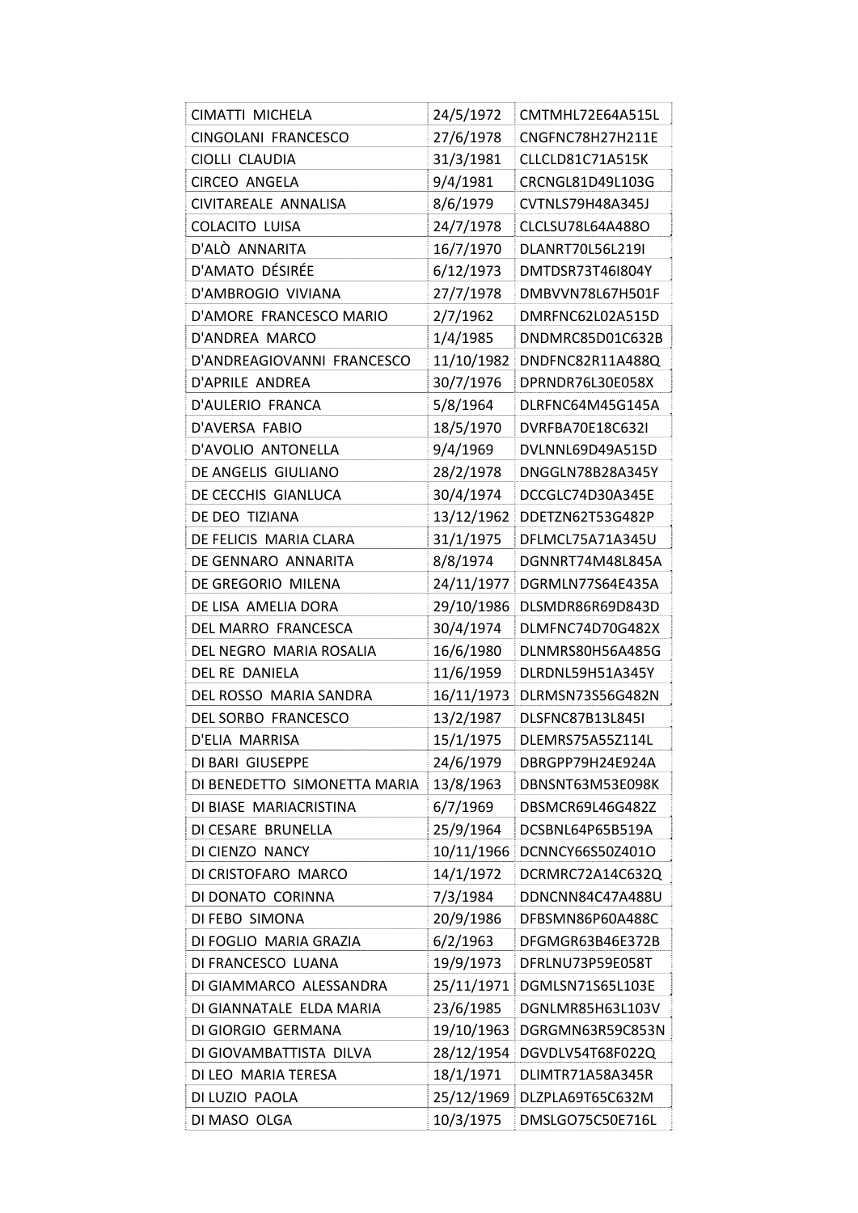| CIMATTI  MICHELA | 24/5/1972 | CMTMHL72E64A515L |
|---|---|---|
| CINGOLANI  FRANCESCO | 27/6/1978 | CNGFNC78H27H211E |
| CIOLLI  CLAUDIA | 31/3/1981 | CLLCLD81C71A515K |
| CIRCEO  ANGELA | 9/4/1981 | CRCNGL81D49L103G |
| CIVITAREALE  ANNALISA | 8/6/1979 | CVTNLS79H48A345J |
| COLACITO  LUISA | 24/7/1978 | CLCLSU78L64A488O |
| D'ALÒ  ANNARITA | 16/7/1970 | DLANRT70L56L219I |
| D'AMATO  DÉSIRÉE | 6/12/1973 | DMTDSR73T46I804Y |
| D'AMBROGIO  VIVIANA | 27/7/1978 | DMBVVN78L67H501F |
| D'AMORE  FRANCESCO MARIO | 2/7/1962 | DMRFNC62L02A515D |
| D'ANDREA  MARCO | 1/4/1985 | DNDMRC85D01C632B |
| D'ANDREAGIOVANNI  FRANCESCO | 11/10/1982 | DNDFNC82R11A488Q |
| D'APRILE  ANDREA | 30/7/1976 | DPRNDR76L30E058X |
| D'AULERIO  FRANCA | 5/8/1964 | DLRFNC64M45G145A |
| D'AVERSA  FABIO | 18/5/1970 | DVRFBA70E18C632I |
| D'AVOLIO  ANTONELLA | 9/4/1969 | DVLNNL69D49A515D |
| DE ANGELIS  GIULIANO | 28/2/1978 | DNGGLN78B28A345Y |
| DE CECCHIS  GIANLUCA | 30/4/1974 | DCCGLC74D30A345E |
| DE DEO  TIZIANA | 13/12/1962 | DDETZN62T53G482P |
| DE FELICIS  MARIA CLARA | 31/1/1975 | DFLMCL75A71A345U |
| DE GENNARO  ANNARITA | 8/8/1974 | DGNNRT74M48L845A |
| DE GREGORIO  MILENA | 24/11/1977 | DGRMLN77S64E435A |
| DE LISA  AMELIA DORA | 29/10/1986 | DLSMDR86R69D843D |
| DEL MARRO  FRANCESCA | 30/4/1974 | DLMFNC74D70G482X |
| DEL NEGRO  MARIA ROSALIA | 16/6/1980 | DLNMRS80H56A485G |
| DEL RE  DANIELA | 11/6/1959 | DLRDNL59H51A345Y |
| DEL ROSSO  MARIA SANDRA | 16/11/1973 | DLRMSN73S56G482N |
| DEL SORBO  FRANCESCO | 13/2/1987 | DLSFNC87B13L845I |
| D'ELIA  MARRISA | 15/1/1975 | DLEMRS75A55Z114L |
| DI BARI  GIUSEPPE | 24/6/1979 | DBRGPP79H24E924A |
| DI BENEDETTO  SIMONETTA MARIA | 13/8/1963 | DBNSNT63M53E098K |
| DI BIASE  MARIACRISTINA | 6/7/1969 | DBSMCR69L46G482Z |
| DI CESARE  BRUNELLA | 25/9/1964 | DCSBNL64P65B519A |
| DI CIENZO  NANCY | 10/11/1966 | DCNNCY66S50Z401O |
| DI CRISTOFARO  MARCO | 14/1/1972 | DCRMRC72A14C632Q |
| DI DONATO  CORINNA | 7/3/1984 | DDNCNN84C47A488U |
| DI FEBO  SIMONA | 20/9/1986 | DFBSMN86P60A488C |
| DI FOGLIO  MARIA GRAZIA | 6/2/1963 | DFGMGR63B46E372B |
| DI FRANCESCO  LUANA | 19/9/1973 | DFRLNU73P59E058T |
| DI GIAMMARCO  ALESSANDRA | 25/11/1971 | DGMLSN71S65L103E |
| DI GIANNATALE  ELDA MARIA | 23/6/1985 | DGNLMR85H63L103V |
| DI GIORGIO  GERMANA | 19/10/1963 | DGRGMN63R59C853N |
| DI GIOVAMBATTISTA  DILVA | 28/12/1954 | DGVDLV54T68F022Q |
| DI LEO  MARIA TERESA | 18/1/1971 | DLIMTR71A58A345R |
| DI LUZIO  PAOLA | 25/12/1969 | DLZPLA69T65C632M |
| DI MASO  OLGA | 10/3/1975 | DMSLGO75C50E716L |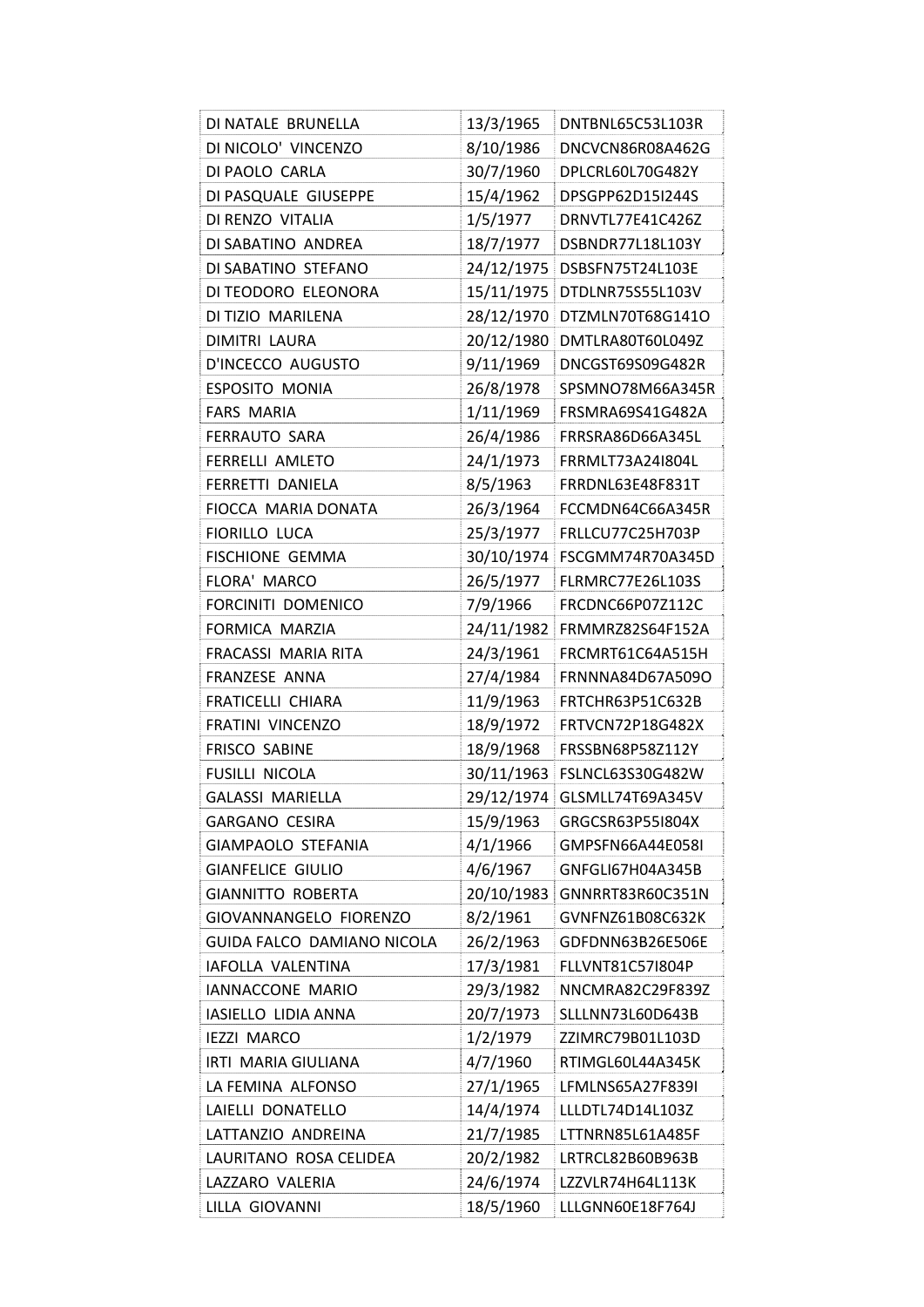| DI NATALE BRUNELLA | 13/3/1965 | DNTBNL65C53L103R |
|---|---|---|
| DI NICOLO' VINCENZO | 8/10/1986 | DNCVCN86R08A462G |
| DI PAOLO CARLA | 30/7/1960 | DPLCRL60L70G482Y |
| DI PASQUALE GIUSEPPE | 15/4/1962 | DPSGPP62D15I244S |
| DI RENZO VITALIA | 1/5/1977 | DRNVTL77E41C426Z |
| DI SABATINO ANDREA | 18/7/1977 | DSBNDR77L18L103Y |
| DI SABATINO STEFANO | 24/12/1975 | DSBSFN75T24L103E |
| DI TEODORO ELEONORA | 15/11/1975 | DTDLNR75S55L103V |
| DI TIZIO MARILENA | 28/12/1970 | DTZMLN70T68G141O |
| DIMITRI LAURA | 20/12/1980 | DMTLRA80T60L049Z |
| D'INCECCO AUGUSTO | 9/11/1969 | DNCGST69S09G482R |
| ESPOSITO MONIA | 26/8/1978 | SPSMNO78M66A345R |
| FARS MARIA | 1/11/1969 | FRSMRA69S41G482A |
| FERRAUTO SARA | 26/4/1986 | FRRSRA86D66A345L |
| FERRELLI AMLETO | 24/1/1973 | FRRMLT73A24I804L |
| FERRETTI DANIELA | 8/5/1963 | FRRDNL63E48F831T |
| FIOCCA MARIA DONATA | 26/3/1964 | FCCMDN64C66A345R |
| FIORILLO LUCA | 25/3/1977 | FRLLCU77C25H703P |
| FISCHIONE GEMMA | 30/10/1974 | FSCGMM74R70A345D |
| FLORA' MARCO | 26/5/1977 | FLRMRC77E26L103S |
| FORCINITI DOMENICO | 7/9/1966 | FRCDNC66P07Z112C |
| FORMICA MARZIA | 24/11/1982 | FRMMRZ82S64F152A |
| FRACASSI MARIA RITA | 24/3/1961 | FRCMRT61C64A515H |
| FRANZESE ANNA | 27/4/1984 | FRNNNA84D67A509O |
| FRATICELLI CHIARA | 11/9/1963 | FRTCHR63P51C632B |
| FRATINI VINCENZO | 18/9/1972 | FRTVCN72P18G482X |
| FRISCO SABINE | 18/9/1968 | FRSSBN68P58Z112Y |
| FUSILLI NICOLA | 30/11/1963 | FSLNCL63S30G482W |
| GALASSI MARIELLA | 29/12/1974 | GLSMLL74T69A345V |
| GARGANO CESIRA | 15/9/1963 | GRGCSR63P55I804X |
| GIAMPAOLO STEFANIA | 4/1/1966 | GMPSFN66A44E058I |
| GIANFELICE GIULIO | 4/6/1967 | GNFGLI67H04A345B |
| GIANNITTO ROBERTA | 20/10/1983 | GNNRRT83R60C351N |
| GIOVANNANGELO FIORENZO | 8/2/1961 | GVNFNZ61B08C632K |
| GUIDA FALCO DAMIANO NICOLA | 26/2/1963 | GDFDNN63B26E506E |
| IAFOLLA VALENTINA | 17/3/1981 | FLLVNT81C57I804P |
| IANNACCONE MARIO | 29/3/1982 | NNCMRA82C29F839Z |
| IASIELLO LIDIA ANNA | 20/7/1973 | SLLLNN73L60D643B |
| IEZZI MARCO | 1/2/1979 | ZZIMRC79B01L103D |
| IRTI MARIA GIULIANA | 4/7/1960 | RTIMGL60L44A345K |
| LA FEMINA ALFONSO | 27/1/1965 | LFMLNS65A27F839I |
| LAIELLI DONATELLO | 14/4/1974 | LLLDTL74D14L103Z |
| LATTANZIO ANDREINA | 21/7/1985 | LTTNRN85L61A485F |
| LAURITANO ROSA CELIDEA | 20/2/1982 | LRTRCL82B60B963B |
| LAZZARO VALERIA | 24/6/1974 | LZZVLR74H64L113K |
| LILLA GIOVANNI | 18/5/1960 | LLLGNN60E18F764J |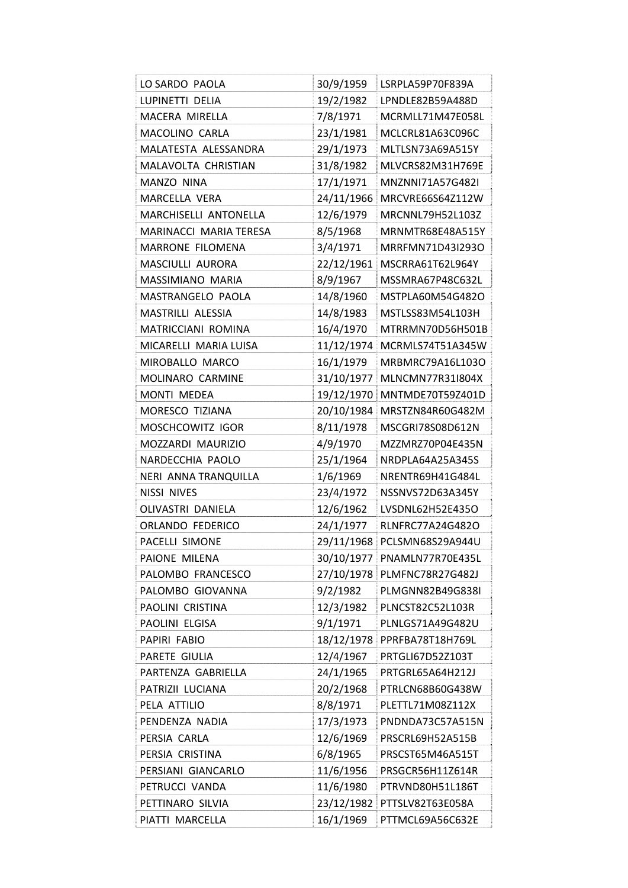| LO SARDO PAOLA | 30/9/1959 | LSRPLA59P70F839A |
|---|---|---|
| LUPINETTI DELIA | 19/2/1982 | LPNDLE82B59A488D |
| MACERA MIRELLA | 7/8/1971 | MCRMLL71M47E058L |
| MACOLINO CARLA | 23/1/1981 | MCLCRL81A63C096C |
| MALATESTA ALESSANDRA | 29/1/1973 | MLTLSN73A69A515Y |
| MALAVOLTA CHRISTIAN | 31/8/1982 | MLVCRS82M31H769E |
| MANZO NINA | 17/1/1971 | MNZNNI71A57G482I |
| MARCELLA VERA | 24/11/1966 | MRCVRE66S64Z112W |
| MARCHISELLI ANTONELLA | 12/6/1979 | MRCNNL79H52L103Z |
| MARINACCI MARIA TERESA | 8/5/1968 | MRNMTR68E48A515Y |
| MARRONE FILOMENA | 3/4/1971 | MRRFMN71D43I293O |
| MASCIULLI AURORA | 22/12/1961 | MSCRRA61T62L964Y |
| MASSIMIANO MARIA | 8/9/1967 | MSSMRA67P48C632L |
| MASTRANGELO PAOLA | 14/8/1960 | MSTPLA60M54G482O |
| MASTRILLI ALESSIA | 14/8/1983 | MSTLSS83M54L103H |
| MATRICCIANI ROMINA | 16/4/1970 | MTRRMN70D56H501B |
| MICARELLI MARIA LUISA | 11/12/1974 | MCRMLS74T51A345W |
| MIROBALLO MARCO | 16/1/1979 | MRBMRC79A16L103O |
| MOLINARO CARMINE | 31/10/1977 | MLNCMN77R31I804X |
| MONTI MEDEA | 19/12/1970 | MNTMDE70T59Z401D |
| MORESCO TIZIANA | 20/10/1984 | MRSTZN84R60G482M |
| MOSCHCOWITZ IGOR | 8/11/1978 | MSCGRI78S08D612N |
| MOZZARDI MAURIZIO | 4/9/1970 | MZZMRZ70P04E435N |
| NARDECCHIA PAOLO | 25/1/1964 | NRDPLA64A25A345S |
| NERI ANNA TRANQUILLA | 1/6/1969 | NRENTR69H41G484L |
| NISSI NIVES | 23/4/1972 | NSSNVS72D63A345Y |
| OLIVASTRI DANIELA | 12/6/1962 | LVSDNL62H52E435O |
| ORLANDO FEDERICO | 24/1/1977 | RLNFRC77A24G482O |
| PACELLI SIMONE | 29/11/1968 | PCLSMN68S29A944U |
| PAIONE MILENA | 30/10/1977 | PNAMLN77R70E435L |
| PALOMBO FRANCESCO | 27/10/1978 | PLMFNC78R27G482J |
| PALOMBO GIOVANNA | 9/2/1982 | PLMGNN82B49G838I |
| PAOLINI CRISTINA | 12/3/1982 | PLNCST82C52L103R |
| PAOLINI ELGISA | 9/1/1971 | PLNLGS71A49G482U |
| PAPIRI FABIO | 18/12/1978 | PPRFBA78T18H769L |
| PARETE GIULIA | 12/4/1967 | PRTGLI67D52Z103T |
| PARTENZA GABRIELLA | 24/1/1965 | PRTGRL65A64H212J |
| PATRIZII LUCIANA | 20/2/1968 | PTRLCN68B60G438W |
| PELA ATTILIO | 8/8/1971 | PLETTL71M08Z112X |
| PENDENZA NADIA | 17/3/1973 | PNDNDA73C57A515N |
| PERSIA CARLA | 12/6/1969 | PRSCRL69H52A515B |
| PERSIA CRISTINA | 6/8/1965 | PRSCST65M46A515T |
| PERSIANI GIANCARLO | 11/6/1956 | PRSGCR56H11Z614R |
| PETRUCCI VANDA | 11/6/1980 | PTRVND80H51L186T |
| PETTINARO SILVIA | 23/12/1982 | PTTSLV82T63E058A |
| PIATTI MARCELLA | 16/1/1969 | PTTMCL69A56C632E |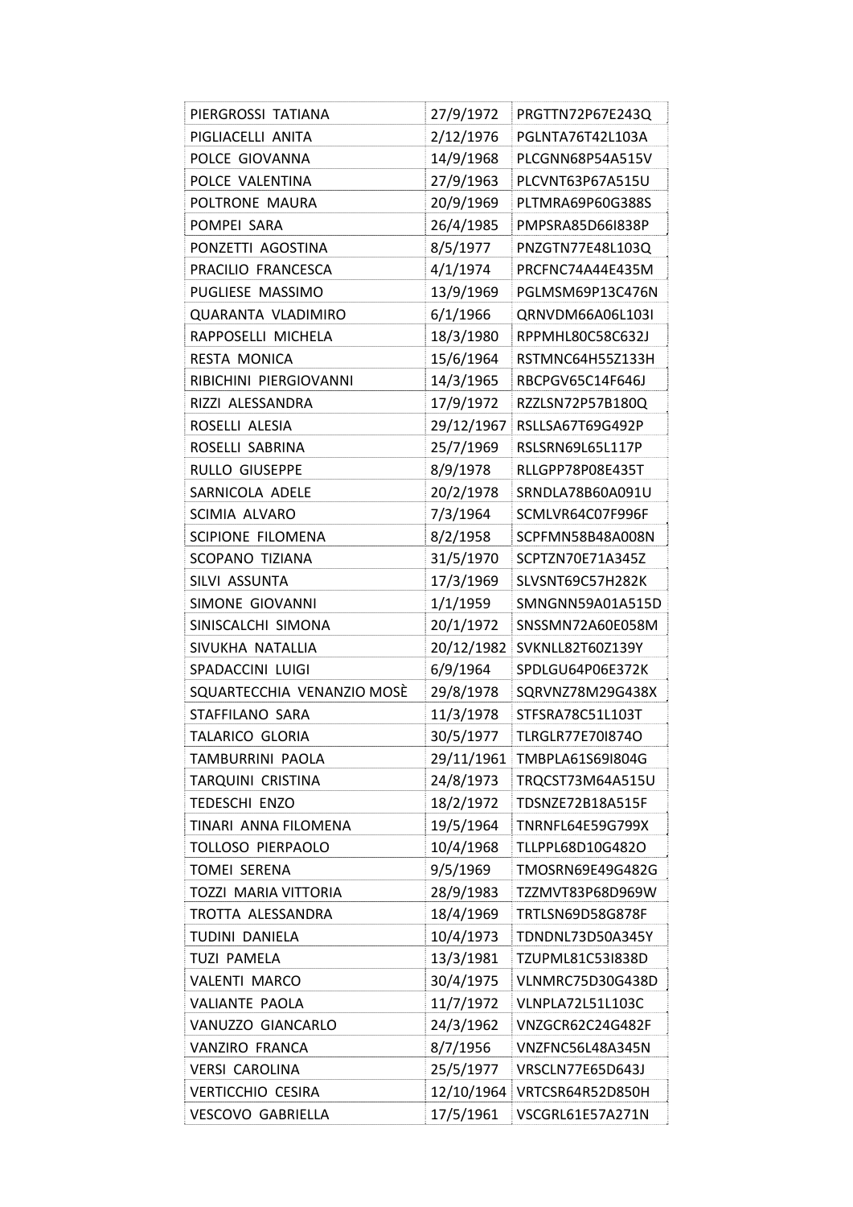| PIERGROSSI TATIANA | 27/9/1972 | PRGTTN72P67E243Q |
|---|---|---|
| PIGLIACELLI ANITA | 2/12/1976 | PGLNTA76T42L103A |
| POLCE GIOVANNA | 14/9/1968 | PLCGNN68P54A515V |
| POLCE VALENTINA | 27/9/1963 | PLCVNT63P67A515U |
| POLTRONE MAURA | 20/9/1969 | PLTMRA69P60G388S |
| POMPEI SARA | 26/4/1985 | PMPSRA85D66I838P |
| PONZETTI AGOSTINA | 8/5/1977 | PNZGTN77E48L103Q |
| PRACILIO FRANCESCA | 4/1/1974 | PRCFNC74A44E435M |
| PUGLIESE MASSIMO | 13/9/1969 | PGLMSM69P13C476N |
| QUARANTA VLADIMIRO | 6/1/1966 | QRNVDM66A06L103I |
| RAPPOSELLI MICHELA | 18/3/1980 | RPPMHL80C58C632J |
| RESTA MONICA | 15/6/1964 | RSTMNC64H55Z133H |
| RIBICHINI PIERGIOVANNI | 14/3/1965 | RBCPGV65C14F646J |
| RIZZI ALESSANDRA | 17/9/1972 | RZZLSN72P57B180Q |
| ROSELLI ALESIA | 29/12/1967 | RSLLSA67T69G492P |
| ROSELLI SABRINA | 25/7/1969 | RSLSRN69L65L117P |
| RULLO GIUSEPPE | 8/9/1978 | RLLGPP78P08E435T |
| SARNICOLA ADELE | 20/2/1978 | SRNDLA78B60A091U |
| SCIMIA ALVARO | 7/3/1964 | SCMLVR64C07F996F |
| SCIPIONE FILOMENA | 8/2/1958 | SCPFMN58B48A008N |
| SCOPANO TIZIANA | 31/5/1970 | SCPTZN70E71A345Z |
| SILVI ASSUNTA | 17/3/1969 | SLVSNT69C57H282K |
| SIMONE GIOVANNI | 1/1/1959 | SMNGNN59A01A515D |
| SINISCALCHI SIMONA | 20/1/1972 | SNSSMN72A60E058M |
| SIVUKHA NATALLIA | 20/12/1982 | SVKNLL82T60Z139Y |
| SPADACCINI LUIGI | 6/9/1964 | SPDLGU64P06E372K |
| SQUARTECCHIA VENANZIO MOSÈ | 29/8/1978 | SQRVNZ78M29G438X |
| STAFFILANO SARA | 11/3/1978 | STFSRA78C51L103T |
| TALARICO GLORIA | 30/5/1977 | TLRGLR77E70I874O |
| TAMBURRINI PAOLA | 29/11/1961 | TMBPLA61S69I804G |
| TARQUINI CRISTINA | 24/8/1973 | TRQCST73M64A515U |
| TEDESCHI ENZO | 18/2/1972 | TDSNZE72B18A515F |
| TINARI ANNA FILOMENA | 19/5/1964 | TNRNFL64E59G799X |
| TOLLOSO PIERPAOLO | 10/4/1968 | TLLPPL68D10G482O |
| TOMEI SERENA | 9/5/1969 | TMOSRN69E49G482G |
| TOZZI MARIA VITTORIA | 28/9/1983 | TZZMVT83P68D969W |
| TROTTA ALESSANDRA | 18/4/1969 | TRTLSN69D58G878F |
| TUDINI DANIELA | 10/4/1973 | TDNDNL73D50A345Y |
| TUZI PAMELA | 13/3/1981 | TZUPML81C53I838D |
| VALENTI MARCO | 30/4/1975 | VLNMRC75D30G438D |
| VALIANTE PAOLA | 11/7/1972 | VLNPLA72L51L103C |
| VANUZZO GIANCARLO | 24/3/1962 | VNZGCR62C24G482F |
| VANZIRO FRANCA | 8/7/1956 | VNZFNC56L48A345N |
| VERSI CAROLINA | 25/5/1977 | VRSCLN77E65D643J |
| VERTICCHIO CESIRA | 12/10/1964 | VRTCSR64R52D850H |
| VESCOVO GABRIELLA | 17/5/1961 | VSCGRL61E57A271N |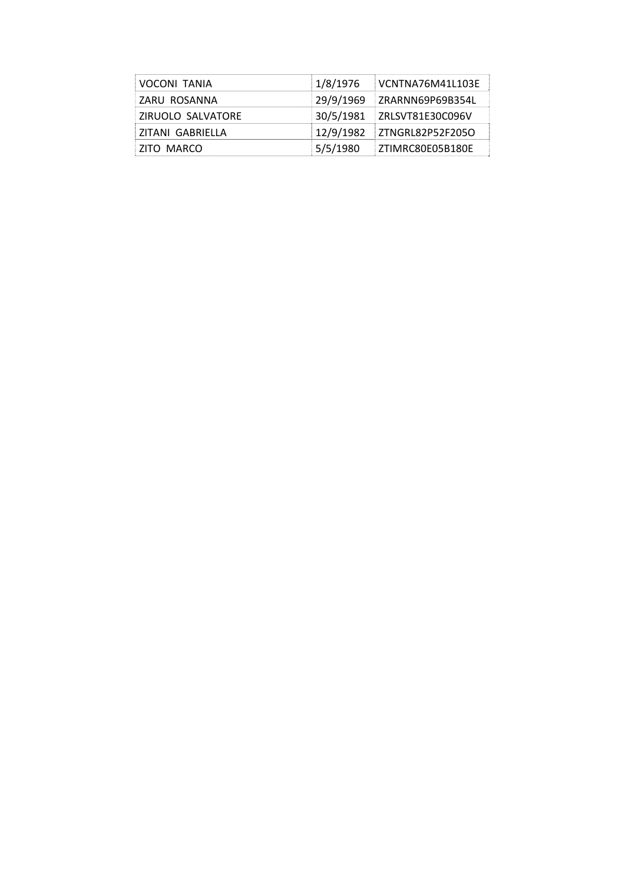| | | |
|---|---|---|
| VOCONI TANIA | 1/8/1976 | VCNTNA76M41L103E |
| ZARU ROSANNA | 29/9/1969 | ZRARNN69P69B354L |
| ZIRUOLO SALVATORE | 30/5/1981 | ZRLSVT81E30C096V |
| ZITANI GABRIELLA | 12/9/1982 | ZTNGRL82P52F205O |
| ZITO MARCO | 5/5/1980 | ZTIMRC80E05B180E |